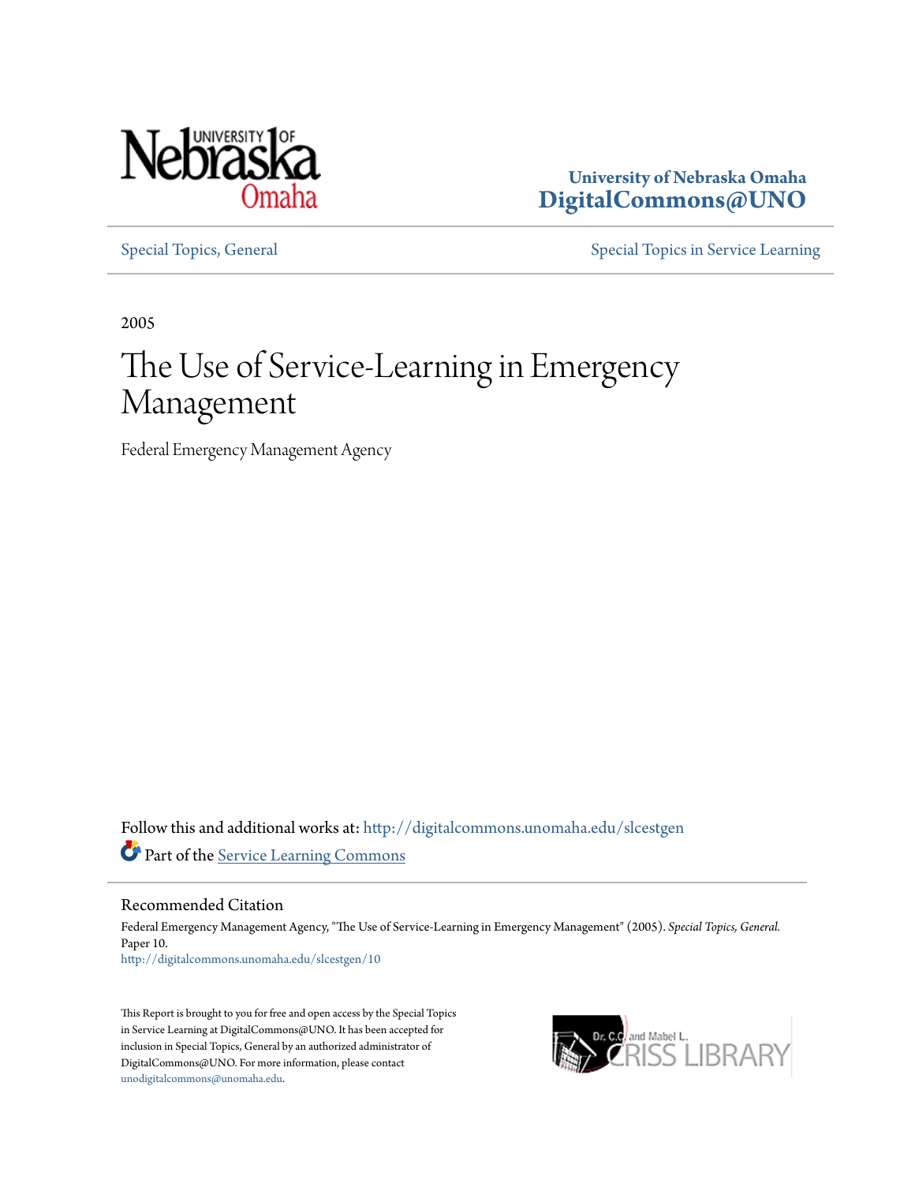University of Nebraska Omaha
**DigitalCommons@UNO**

Special Topics, General | Special Topics in Service Learning

2005

# The Use of Service-Learning in Emergency Management

Federal Emergency Management Agency

Follow this and additional works at: http://digitalcommons.unomaha.edu/slcestgen

Part of the Service Learning Commons

## Recommended Citation

Federal Emergency Management Agency, "The Use of Service-Learning in Emergency Management" (2005). *Special Topics, General*. Paper 10.
http://digitalcommons.unomaha.edu/slcestgen/10

This Report is brought to you for free and open access by the Special Topics in Service Learning at DigitalCommons@UNO. It has been accepted for inclusion in Special Topics, General by an authorized administrator of DigitalCommons@UNO. For more information, please contact unodigitalcommons@unomaha.edu.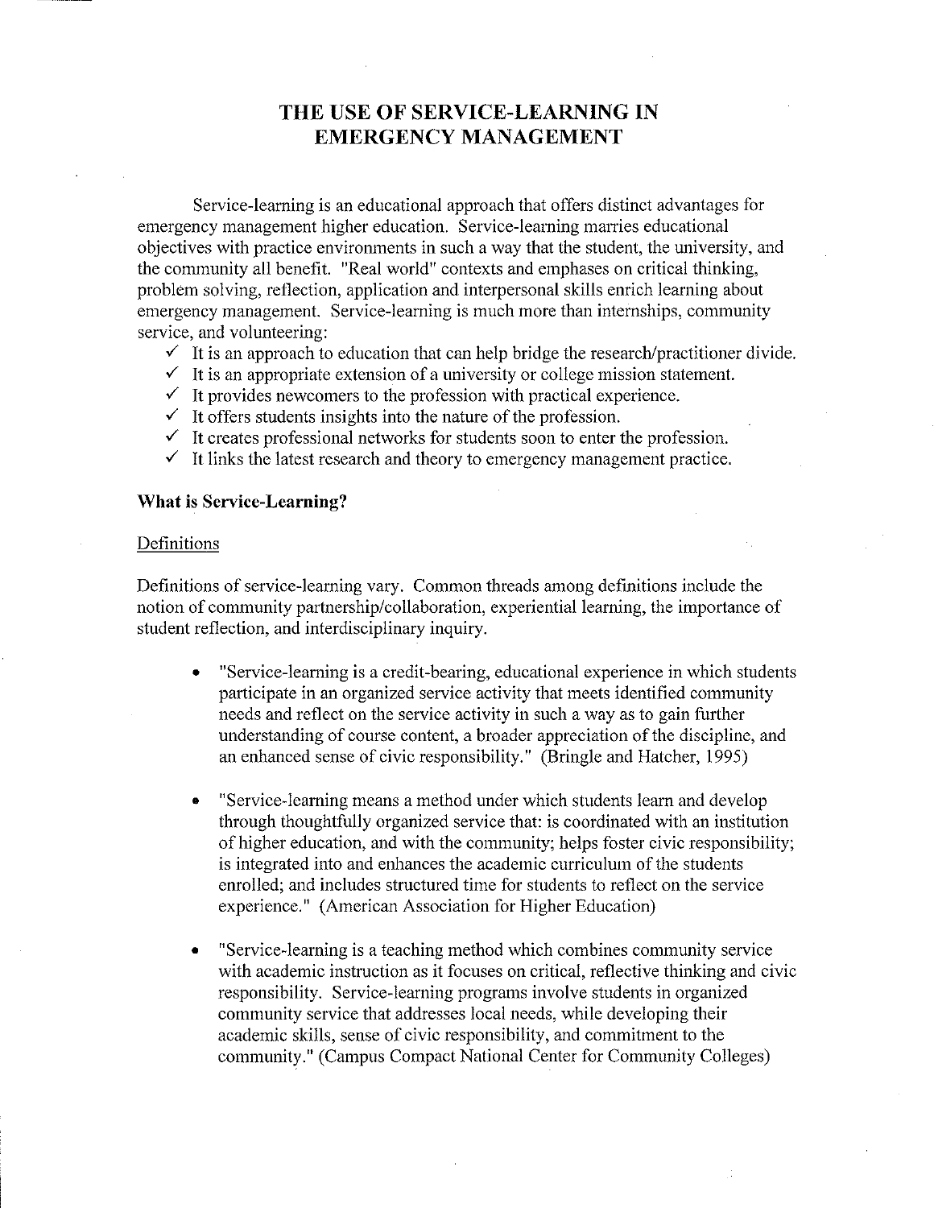# THE USE OF SERVICE-LEARNING IN EMERGENCY MANAGEMENT

Service-learning is an educational approach that offers distinct advantages for emergency management higher education. Service-learning marries educational objectives with practice environments in such a way that the student, the university, and the community all benefit. "Real world" contexts and emphases on critical thinking, problem solving, reflection, application and interpersonal skills enrich learning about emergency management. Service-learning is much more than internships, community service, and volunteering:

- ✓ It is an approach to education that can help bridge the research/practitioner divide.
- ✓ It is an appropriate extension of a university or college mission statement.
- ✓ It provides newcomers to the profession with practical experience.
- ✓ It offers students insights into the nature of the profession.
- ✓ It creates professional networks for students soon to enter the profession.
- ✓ It links the latest research and theory to emergency management practice.

## What is Service-Learning?

### Definitions

Definitions of service-learning vary. Common threads among definitions include the notion of community partnership/collaboration, experiential learning, the importance of student reflection, and interdisciplinary inquiry.

- "Service-learning is a credit-bearing, educational experience in which students participate in an organized service activity that meets identified community needs and reflect on the service activity in such a way as to gain further understanding of course content, a broader appreciation of the discipline, and an enhanced sense of civic responsibility." (Bringle and Hatcher, 1995)

- "Service-learning means a method under which students learn and develop through thoughtfully organized service that: is coordinated with an institution of higher education, and with the community; helps foster civic responsibility; is integrated into and enhances the academic curriculum of the students enrolled; and includes structured time for students to reflect on the service experience." (American Association for Higher Education)

- "Service-learning is a teaching method which combines community service with academic instruction as it focuses on critical, reflective thinking and civic responsibility. Service-learning programs involve students in organized community service that addresses local needs, while developing their academic skills, sense of civic responsibility, and commitment to the community." (Campus Compact National Center for Community Colleges)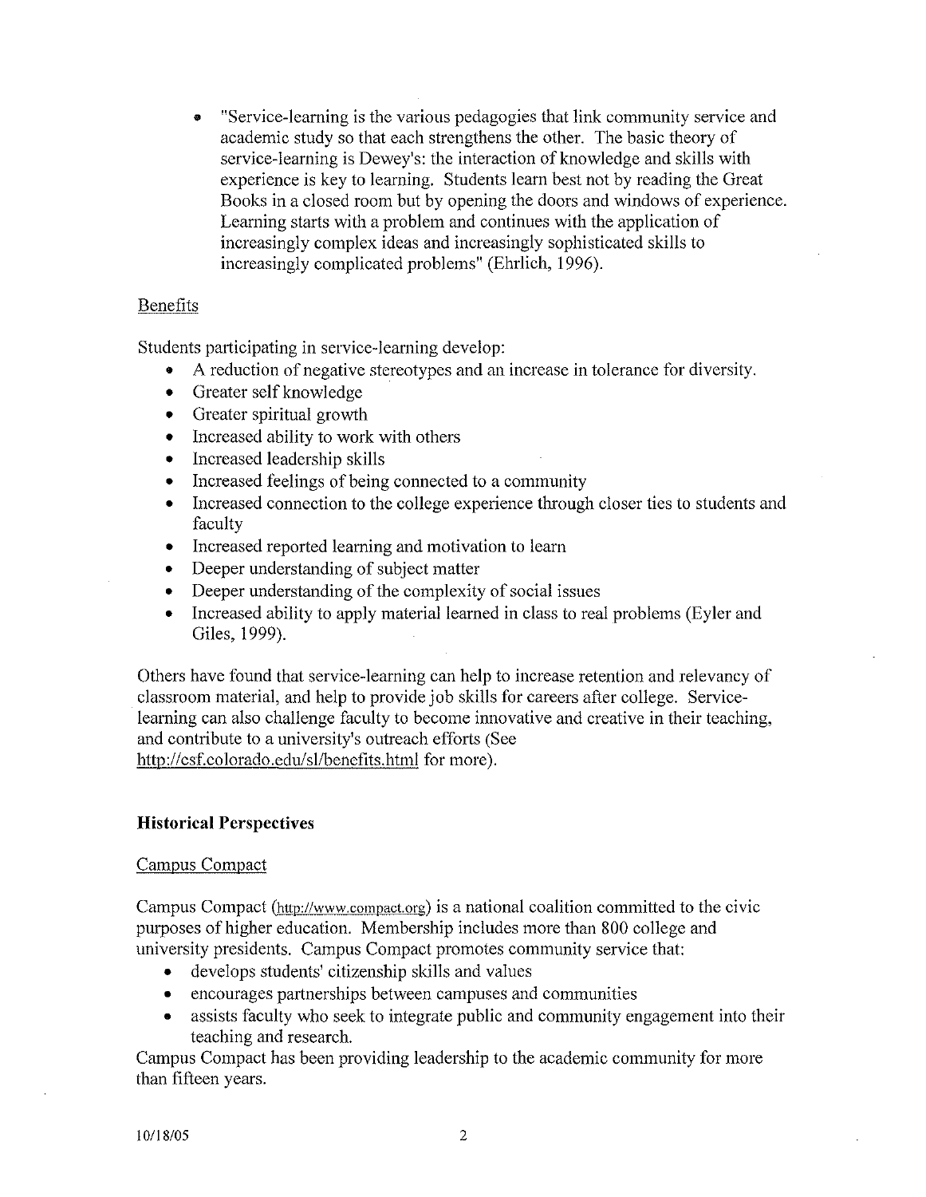- "Service-learning is the various pedagogies that link community service and academic study so that each strengthens the other. The basic theory of service-learning is Dewey's: the interaction of knowledge and skills with experience is key to learning. Students learn best not by reading the Great Books in a closed room but by opening the doors and windows of experience. Learning starts with a problem and continues with the application of increasingly complex ideas and increasingly sophisticated skills to increasingly complicated problems" (Ehrlich, 1996).

### Benefits

Students participating in service-learning develop:

- A reduction of negative stereotypes and an increase in tolerance for diversity.
- Greater self knowledge
- Greater spiritual growth
- Increased ability to work with others
- Increased leadership skills
- Increased feelings of being connected to a community
- Increased connection to the college experience through closer ties to students and faculty
- Increased reported learning and motivation to learn
- Deeper understanding of subject matter
- Deeper understanding of the complexity of social issues
- Increased ability to apply material learned in class to real problems (Eyler and Giles, 1999).

Others have found that service-learning can help to increase retention and relevancy of classroom material, and help to provide job skills for careers after college. Service-learning can also challenge faculty to become innovative and creative in their teaching, and contribute to a university's outreach efforts (See http://csf.colorado.edu/sl/benefits.html for more).

## Historical Perspectives

### Campus Compact

Campus Compact (http://www.compact.org) is a national coalition committed to the civic purposes of higher education. Membership includes more than 800 college and university presidents. Campus Compact promotes community service that:

- develops students' citizenship skills and values
- encourages partnerships between campuses and communities
- assists faculty who seek to integrate public and community engagement into their teaching and research.

Campus Compact has been providing leadership to the academic community for more than fifteen years.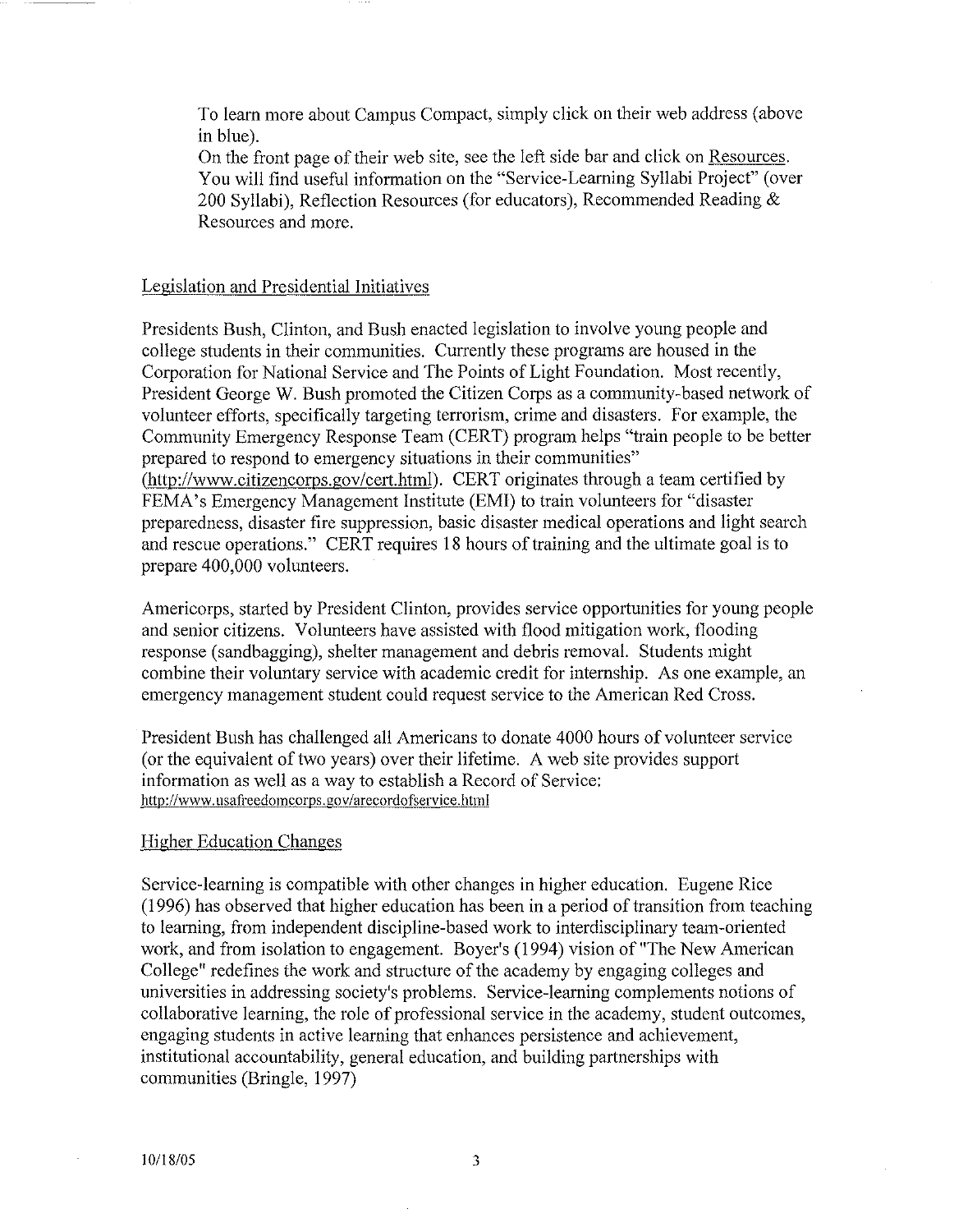To learn more about Campus Compact, simply click on their web address (above in blue).

On the front page of their web site, see the left side bar and click on Resources. You will find useful information on the "Service-Learning Syllabi Project" (over 200 Syllabi), Reflection Resources (for educators), Recommended Reading & Resources and more.

## Legislation and Presidential Initiatives

Presidents Bush, Clinton, and Bush enacted legislation to involve young people and college students in their communities. Currently these programs are housed in the Corporation for National Service and The Points of Light Foundation. Most recently, President George W. Bush promoted the Citizen Corps as a community-based network of volunteer efforts, specifically targeting terrorism, crime and disasters. For example, the Community Emergency Response Team (CERT) program helps "train people to be better prepared to respond to emergency situations in their communities" (http://www.citizencorps.gov/cert.html). CERT originates through a team certified by FEMA's Emergency Management Institute (EMI) to train volunteers for "disaster preparedness, disaster fire suppression, basic disaster medical operations and light search and rescue operations." CERT requires 18 hours of training and the ultimate goal is to prepare 400,000 volunteers.

Americorps, started by President Clinton, provides service opportunities for young people and senior citizens. Volunteers have assisted with flood mitigation work, flooding response (sandbagging), shelter management and debris removal. Students might combine their voluntary service with academic credit for internship. As one example, an emergency management student could request service to the American Red Cross.

President Bush has challenged all Americans to donate 4000 hours of volunteer service (or the equivalent of two years) over their lifetime. A web site provides support information as well as a way to establish a Record of Service: http://www.usafreedomcorps.gov/arecordofservice.html

## Higher Education Changes

Service-learning is compatible with other changes in higher education. Eugene Rice (1996) has observed that higher education has been in a period of transition from teaching to learning, from independent discipline-based work to interdisciplinary team-oriented work, and from isolation to engagement. Boyer's (1994) vision of "The New American College" redefines the work and structure of the academy by engaging colleges and universities in addressing society's problems. Service-learning complements notions of collaborative learning, the role of professional service in the academy, student outcomes, engaging students in active learning that enhances persistence and achievement, institutional accountability, general education, and building partnerships with communities (Bringle, 1997)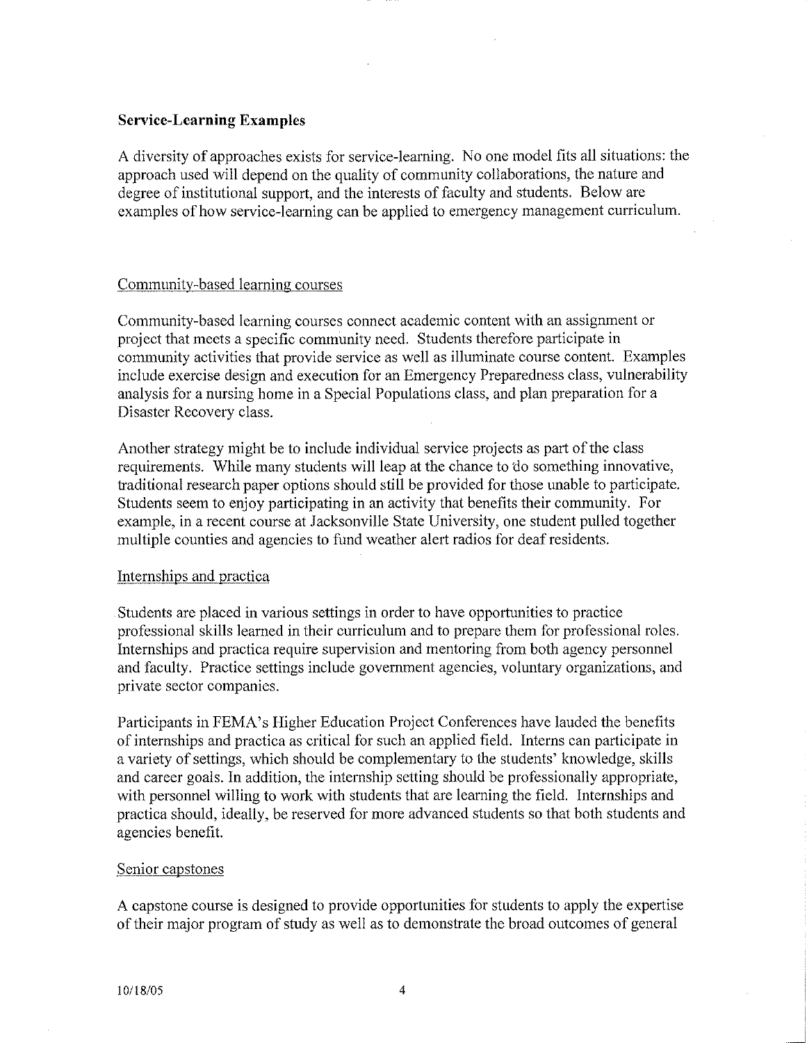## Service-Learning Examples

A diversity of approaches exists for service-learning. No one model fits all situations: the approach used will depend on the quality of community collaborations, the nature and degree of institutional support, and the interests of faculty and students. Below are examples of how service-learning can be applied to emergency management curriculum.

### Community-based learning courses

Community-based learning courses connect academic content with an assignment or project that meets a specific community need. Students therefore participate in community activities that provide service as well as illuminate course content. Examples include exercise design and execution for an Emergency Preparedness class, vulnerability analysis for a nursing home in a Special Populations class, and plan preparation for a Disaster Recovery class.

Another strategy might be to include individual service projects as part of the class requirements. While many students will leap at the chance to do something innovative, traditional research paper options should still be provided for those unable to participate. Students seem to enjoy participating in an activity that benefits their community. For example, in a recent course at Jacksonville State University, one student pulled together multiple counties and agencies to fund weather alert radios for deaf residents.

### Internships and practica

Students are placed in various settings in order to have opportunities to practice professional skills learned in their curriculum and to prepare them for professional roles. Internships and practica require supervision and mentoring from both agency personnel and faculty. Practice settings include government agencies, voluntary organizations, and private sector companies.

Participants in FEMA's Higher Education Project Conferences have lauded the benefits of internships and practica as critical for such an applied field. Interns can participate in a variety of settings, which should be complementary to the students' knowledge, skills and career goals. In addition, the internship setting should be professionally appropriate, with personnel willing to work with students that are learning the field. Internships and practica should, ideally, be reserved for more advanced students so that both students and agencies benefit.

### Senior capstones

A capstone course is designed to provide opportunities for students to apply the expertise of their major program of study as well as to demonstrate the broad outcomes of general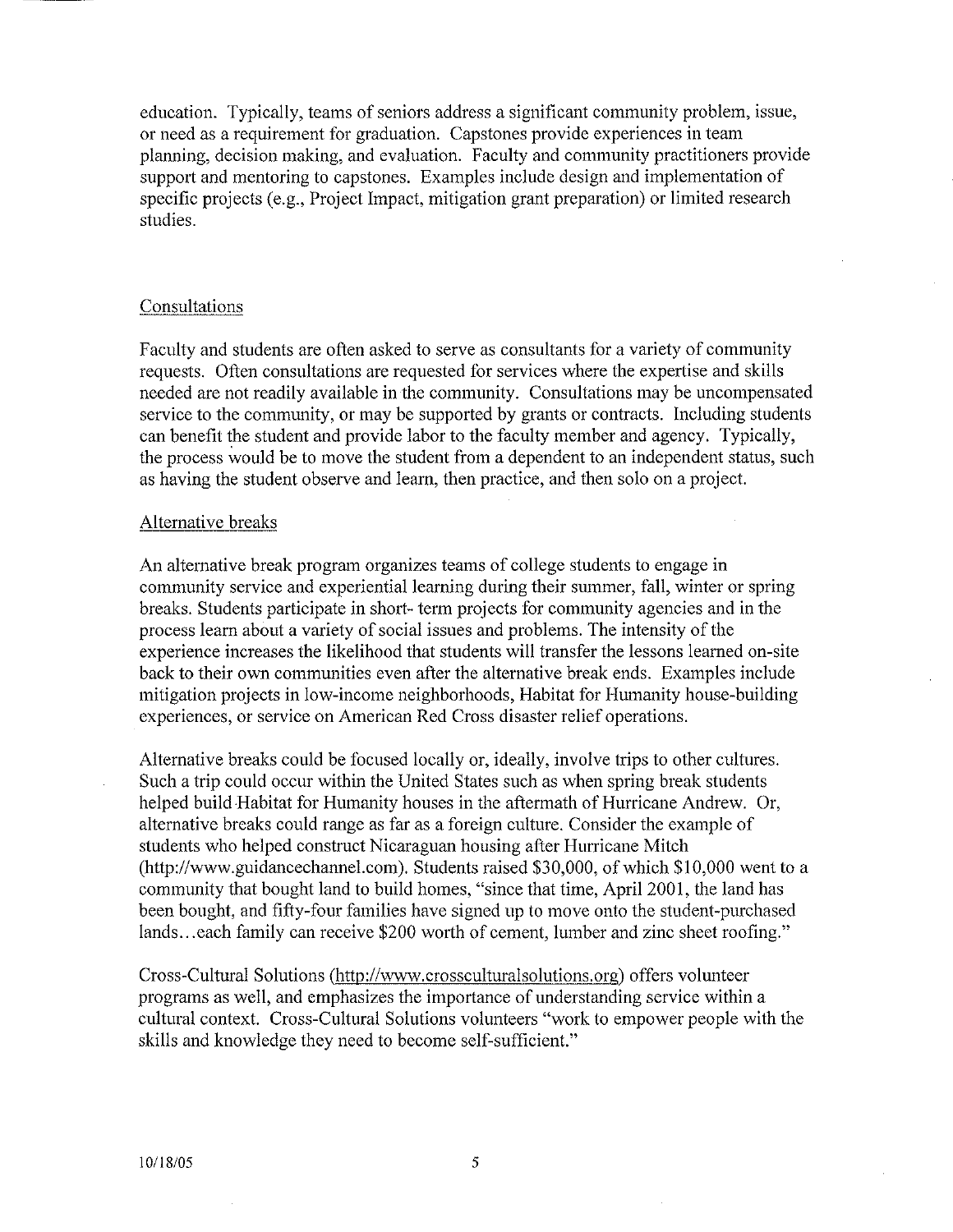education. Typically, teams of seniors address a significant community problem, issue, or need as a requirement for graduation. Capstones provide experiences in team planning, decision making, and evaluation. Faculty and community practitioners provide support and mentoring to capstones. Examples include design and implementation of specific projects (e.g., Project Impact, mitigation grant preparation) or limited research studies.

## Consultations

Faculty and students are often asked to serve as consultants for a variety of community requests. Often consultations are requested for services where the expertise and skills needed are not readily available in the community. Consultations may be uncompensated service to the community, or may be supported by grants or contracts. Including students can benefit the student and provide labor to the faculty member and agency. Typically, the process would be to move the student from a dependent to an independent status, such as having the student observe and learn, then practice, and then solo on a project.

## Alternative breaks

An alternative break program organizes teams of college students to engage in community service and experiential learning during their summer, fall, winter or spring breaks. Students participate in short- term projects for community agencies and in the process learn about a variety of social issues and problems. The intensity of the experience increases the likelihood that students will transfer the lessons learned on-site back to their own communities even after the alternative break ends. Examples include mitigation projects in low-income neighborhoods, Habitat for Humanity house-building experiences, or service on American Red Cross disaster relief operations.

Alternative breaks could be focused locally or, ideally, involve trips to other cultures. Such a trip could occur within the United States such as when spring break students helped build Habitat for Humanity houses in the aftermath of Hurricane Andrew. Or, alternative breaks could range as far as a foreign culture. Consider the example of students who helped construct Nicaraguan housing after Hurricane Mitch (http://www.guidancechannel.com). Students raised $30,000, of which $10,000 went to a community that bought land to build homes, "since that time, April 2001, the land has been bought, and fifty-four families have signed up to move onto the student-purchased lands…each family can receive $200 worth of cement, lumber and zinc sheet roofing."

Cross-Cultural Solutions (http://www.crossculturalsolutions.org) offers volunteer programs as well, and emphasizes the importance of understanding service within a cultural context. Cross-Cultural Solutions volunteers "work to empower people with the skills and knowledge they need to become self-sufficient."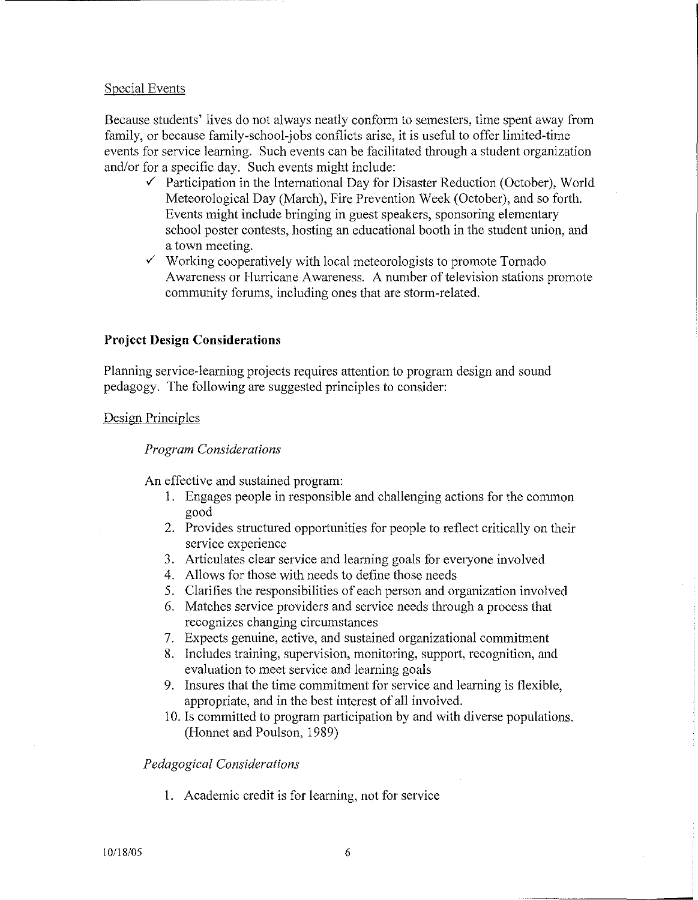Special Events

Because students' lives do not always neatly conform to semesters, time spent away from family, or because family-school-jobs conflicts arise, it is useful to offer limited-time events for service learning. Such events can be facilitated through a student organization and/or for a specific day. Such events might include:

- ✓ Participation in the International Day for Disaster Reduction (October), World Meteorological Day (March), Fire Prevention Week (October), and so forth. Events might include bringing in guest speakers, sponsoring elementary school poster contests, hosting an educational booth in the student union, and a town meeting.
- ✓ Working cooperatively with local meteorologists to promote Tornado Awareness or Hurricane Awareness. A number of television stations promote community forums, including ones that are storm-related.

## Project Design Considerations

Planning service-learning projects requires attention to program design and sound pedagogy. The following are suggested principles to consider:

Design Principles

*Program Considerations*

An effective and sustained program:

1. Engages people in responsible and challenging actions for the common good
2. Provides structured opportunities for people to reflect critically on their service experience
3. Articulates clear service and learning goals for everyone involved
4. Allows for those with needs to define those needs
5. Clarifies the responsibilities of each person and organization involved
6. Matches service providers and service needs through a process that recognizes changing circumstances
7. Expects genuine, active, and sustained organizational commitment
8. Includes training, supervision, monitoring, support, recognition, and evaluation to meet service and learning goals
9. Insures that the time commitment for service and learning is flexible, appropriate, and in the best interest of all involved.
10. Is committed to program participation by and with diverse populations. (Honnet and Poulson, 1989)

*Pedagogical Considerations*

1. Academic credit is for learning, not for service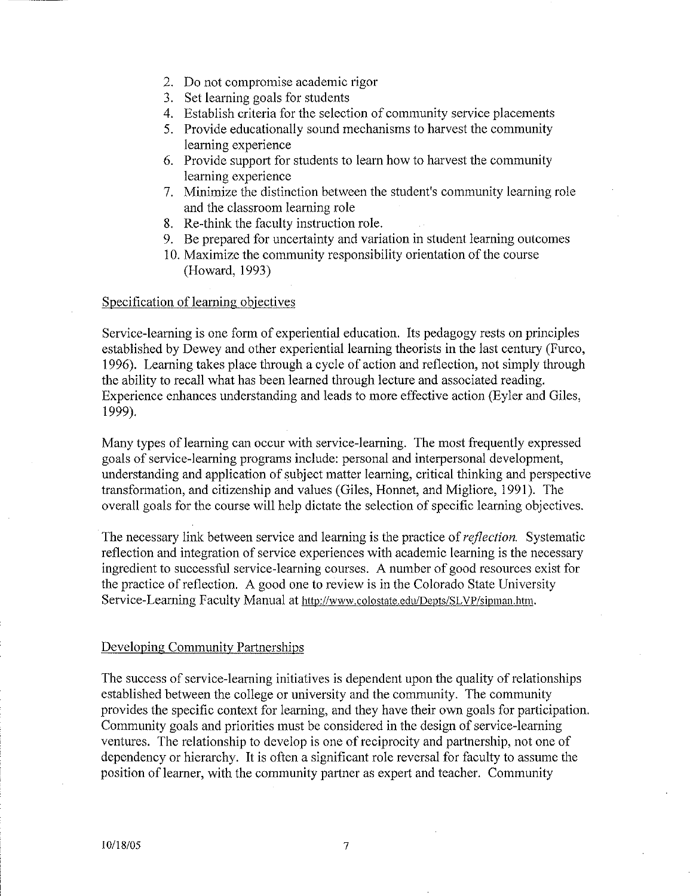2. Do not compromise academic rigor
3. Set learning goals for students
4. Establish criteria for the selection of community service placements
5. Provide educationally sound mechanisms to harvest the community learning experience
6. Provide support for students to learn how to harvest the community learning experience
7. Minimize the distinction between the student's community learning role and the classroom learning role
8. Re-think the faculty instruction role.
9. Be prepared for uncertainty and variation in student learning outcomes
10. Maximize the community responsibility orientation of the course (Howard, 1993)

<u>Specification of learning objectives</u>

Service-learning is one form of experiential education. Its pedagogy rests on principles established by Dewey and other experiential learning theorists in the last century (Furco, 1996). Learning takes place through a cycle of action and reflection, not simply through the ability to recall what has been learned through lecture and associated reading. Experience enhances understanding and leads to more effective action (Eyler and Giles, 1999).

Many types of learning can occur with service-learning. The most frequently expressed goals of service-learning programs include: personal and interpersonal development, understanding and application of subject matter learning, critical thinking and perspective transformation, and citizenship and values (Giles, Honnet, and Migliore, 1991). The overall goals for the course will help dictate the selection of specific learning objectives.

The necessary link between service and learning is the practice of *reflection.* Systematic reflection and integration of service experiences with academic learning is the necessary ingredient to successful service-learning courses. A number of good resources exist for the practice of reflection. A good one to review is in the Colorado State University Service-Learning Faculty Manual at http://www.colostate.edu/Depts/SLVP/sipman.htm.

<u>Developing Community Partnerships</u>

The success of service-learning initiatives is dependent upon the quality of relationships established between the college or university and the community. The community provides the specific context for learning, and they have their own goals for participation. Community goals and priorities must be considered in the design of service-learning ventures. The relationship to develop is one of reciprocity and partnership, not one of dependency or hierarchy. It is often a significant role reversal for faculty to assume the position of learner, with the community partner as expert and teacher. Community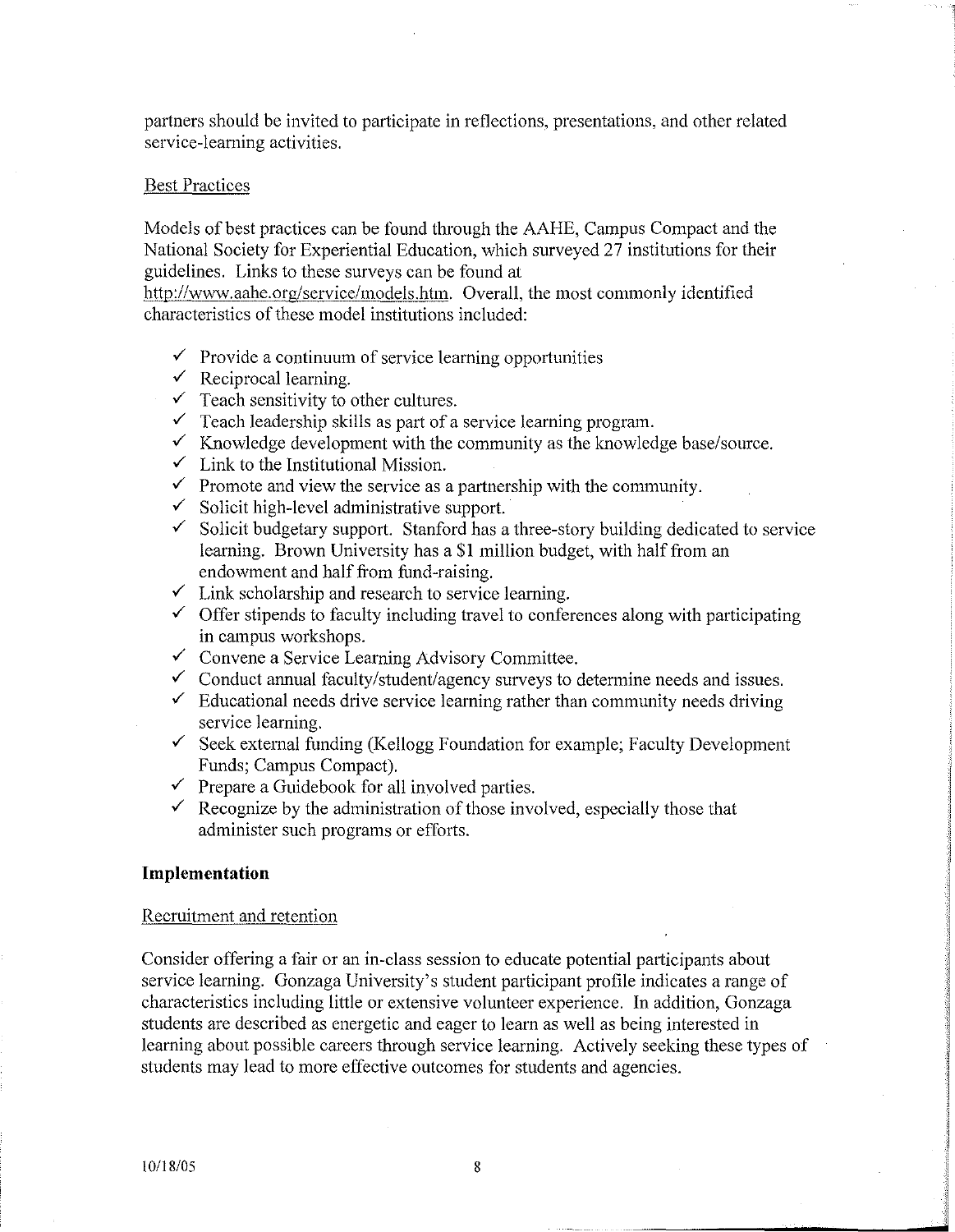partners should be invited to participate in reflections, presentations, and other related service-learning activities.

### Best Practices

Models of best practices can be found through the AAHE, Campus Compact and the National Society for Experiential Education, which surveyed 27 institutions for their guidelines. Links to these surveys can be found at http://www.aahe.org/service/models.htm. Overall, the most commonly identified characteristics of these model institutions included:

- ✓ Provide a continuum of service learning opportunities
- ✓ Reciprocal learning.
- ✓ Teach sensitivity to other cultures.
- ✓ Teach leadership skills as part of a service learning program.
- ✓ Knowledge development with the community as the knowledge base/source.
- ✓ Link to the Institutional Mission.
- ✓ Promote and view the service as a partnership with the community.
- ✓ Solicit high-level administrative support.
- ✓ Solicit budgetary support. Stanford has a three-story building dedicated to service learning. Brown University has a $1 million budget, with half from an endowment and half from fund-raising.
- ✓ Link scholarship and research to service learning.
- ✓ Offer stipends to faculty including travel to conferences along with participating in campus workshops.
- ✓ Convene a Service Learning Advisory Committee.
- ✓ Conduct annual faculty/student/agency surveys to determine needs and issues.
- ✓ Educational needs drive service learning rather than community needs driving service learning.
- ✓ Seek external funding (Kellogg Foundation for example; Faculty Development Funds; Campus Compact).
- ✓ Prepare a Guidebook for all involved parties.
- ✓ Recognize by the administration of those involved, especially those that administer such programs or efforts.

## Implementation

### Recruitment and retention

Consider offering a fair or an in-class session to educate potential participants about service learning. Gonzaga University's student participant profile indicates a range of characteristics including little or extensive volunteer experience. In addition, Gonzaga students are described as energetic and eager to learn as well as being interested in learning about possible careers through service learning. Actively seeking these types of students may lead to more effective outcomes for students and agencies.

10/18/05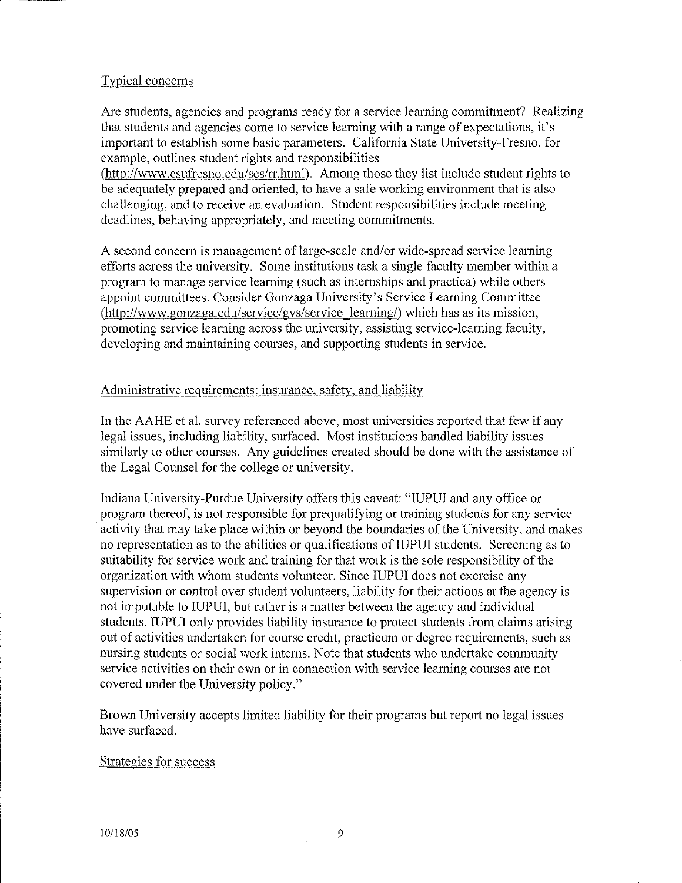Typical concerns

Are students, agencies and programs ready for a service learning commitment? Realizing that students and agencies come to service learning with a range of expectations, it's important to establish some basic parameters. California State University-Fresno, for example, outlines student rights and responsibilities (http://www.csufresno.edu/scs/rr.html). Among those they list include student rights to be adequately prepared and oriented, to have a safe working environment that is also challenging, and to receive an evaluation. Student responsibilities include meeting deadlines, behaving appropriately, and meeting commitments.

A second concern is management of large-scale and/or wide-spread service learning efforts across the university. Some institutions task a single faculty member within a program to manage service learning (such as internships and practica) while others appoint committees. Consider Gonzaga University's Service Learning Committee (http://www.gonzaga.edu/service/gvs/service_learning/) which has as its mission, promoting service learning across the university, assisting service-learning faculty, developing and maintaining courses, and supporting students in service.

Administrative requirements: insurance, safety, and liability

In the AAHE et al. survey referenced above, most universities reported that few if any legal issues, including liability, surfaced. Most institutions handled liability issues similarly to other courses. Any guidelines created should be done with the assistance of the Legal Counsel for the college or university.

Indiana University-Purdue University offers this caveat: "IUPUI and any office or program thereof, is not responsible for prequalifying or training students for any service activity that may take place within or beyond the boundaries of the University, and makes no representation as to the abilities or qualifications of IUPUI students. Screening as to suitability for service work and training for that work is the sole responsibility of the organization with whom students volunteer. Since IUPUI does not exercise any supervision or control over student volunteers, liability for their actions at the agency is not imputable to IUPUI, but rather is a matter between the agency and individual students. IUPUI only provides liability insurance to protect students from claims arising out of activities undertaken for course credit, practicum or degree requirements, such as nursing students or social work interns. Note that students who undertake community service activities on their own or in connection with service learning courses are not covered under the University policy."

Brown University accepts limited liability for their programs but report no legal issues have surfaced.

Strategies for success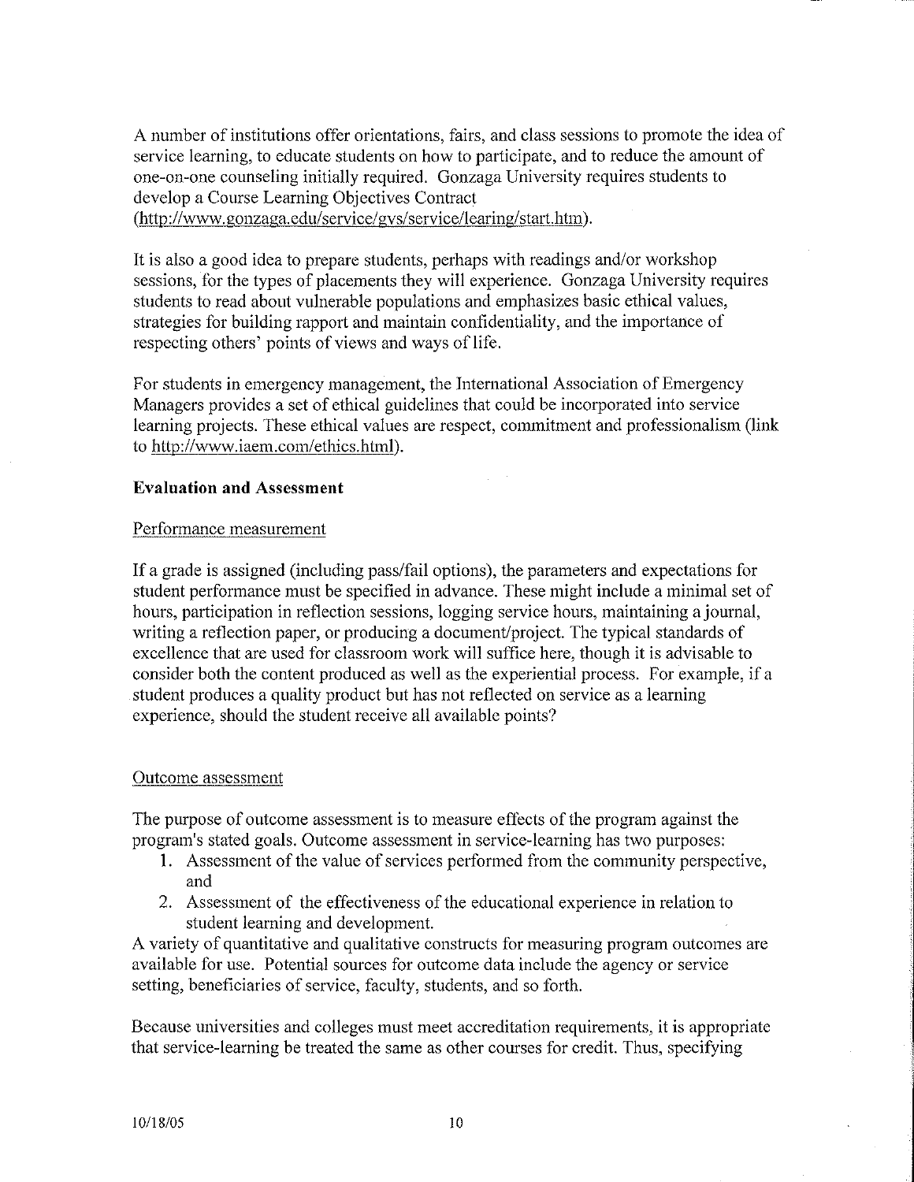A number of institutions offer orientations, fairs, and class sessions to promote the idea of service learning, to educate students on how to participate, and to reduce the amount of one-on-one counseling initially required. Gonzaga University requires students to develop a Course Learning Objectives Contract (http://www.gonzaga.edu/service/gvs/service/learing/start.htm).

It is also a good idea to prepare students, perhaps with readings and/or workshop sessions, for the types of placements they will experience. Gonzaga University requires students to read about vulnerable populations and emphasizes basic ethical values, strategies for building rapport and maintain confidentiality, and the importance of respecting others' points of views and ways of life.

For students in emergency management, the International Association of Emergency Managers provides a set of ethical guidelines that could be incorporated into service learning projects. These ethical values are respect, commitment and professionalism (link to http://www.iaem.com/ethics.html).

**Evaluation and Assessment**

Performance measurement

If a grade is assigned (including pass/fail options), the parameters and expectations for student performance must be specified in advance. These might include a minimal set of hours, participation in reflection sessions, logging service hours, maintaining a journal, writing a reflection paper, or producing a document/project. The typical standards of excellence that are used for classroom work will suffice here, though it is advisable to consider both the content produced as well as the experiential process. For example, if a student produces a quality product but has not reflected on service as a learning experience, should the student receive all available points?

Outcome assessment

The purpose of outcome assessment is to measure effects of the program against the program's stated goals. Outcome assessment in service-learning has two purposes:

1. Assessment of the value of services performed from the community perspective, and
2. Assessment of the effectiveness of the educational experience in relation to student learning and development.

A variety of quantitative and qualitative constructs for measuring program outcomes are available for use. Potential sources for outcome data include the agency or service setting, beneficiaries of service, faculty, students, and so forth.

Because universities and colleges must meet accreditation requirements, it is appropriate that service-learning be treated the same as other courses for credit. Thus, specifying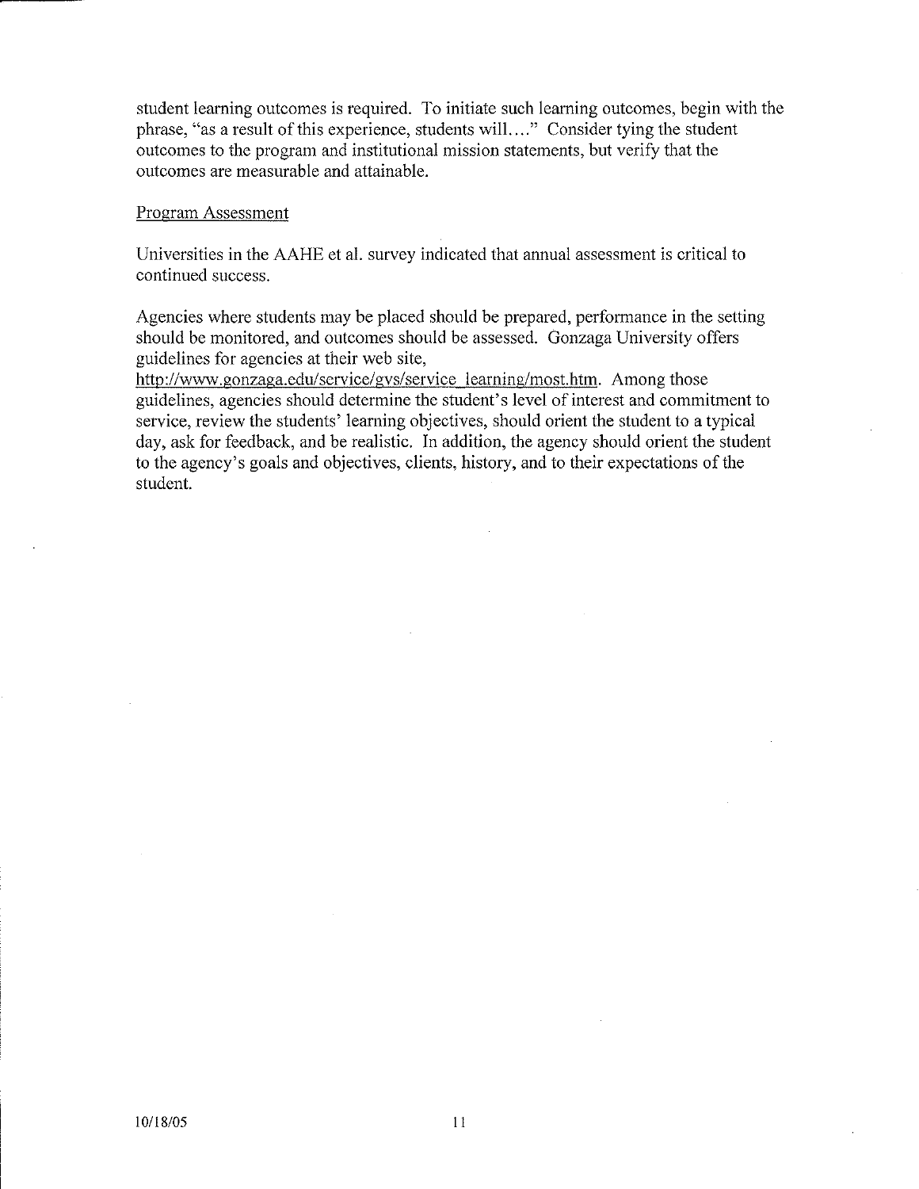student learning outcomes is required. To initiate such learning outcomes, begin with the phrase, "as a result of this experience, students will…." Consider tying the student outcomes to the program and institutional mission statements, but verify that the outcomes are measurable and attainable.

Program Assessment

Universities in the AAHE et al. survey indicated that annual assessment is critical to continued success.

Agencies where students may be placed should be prepared, performance in the setting should be monitored, and outcomes should be assessed. Gonzaga University offers guidelines for agencies at their web site, http://www.gonzaga.edu/service/gvs/service_learning/most.htm. Among those guidelines, agencies should determine the student's level of interest and commitment to service, review the students' learning objectives, should orient the student to a typical day, ask for feedback, and be realistic. In addition, the agency should orient the student to the agency's goals and objectives, clients, history, and to their expectations of the student.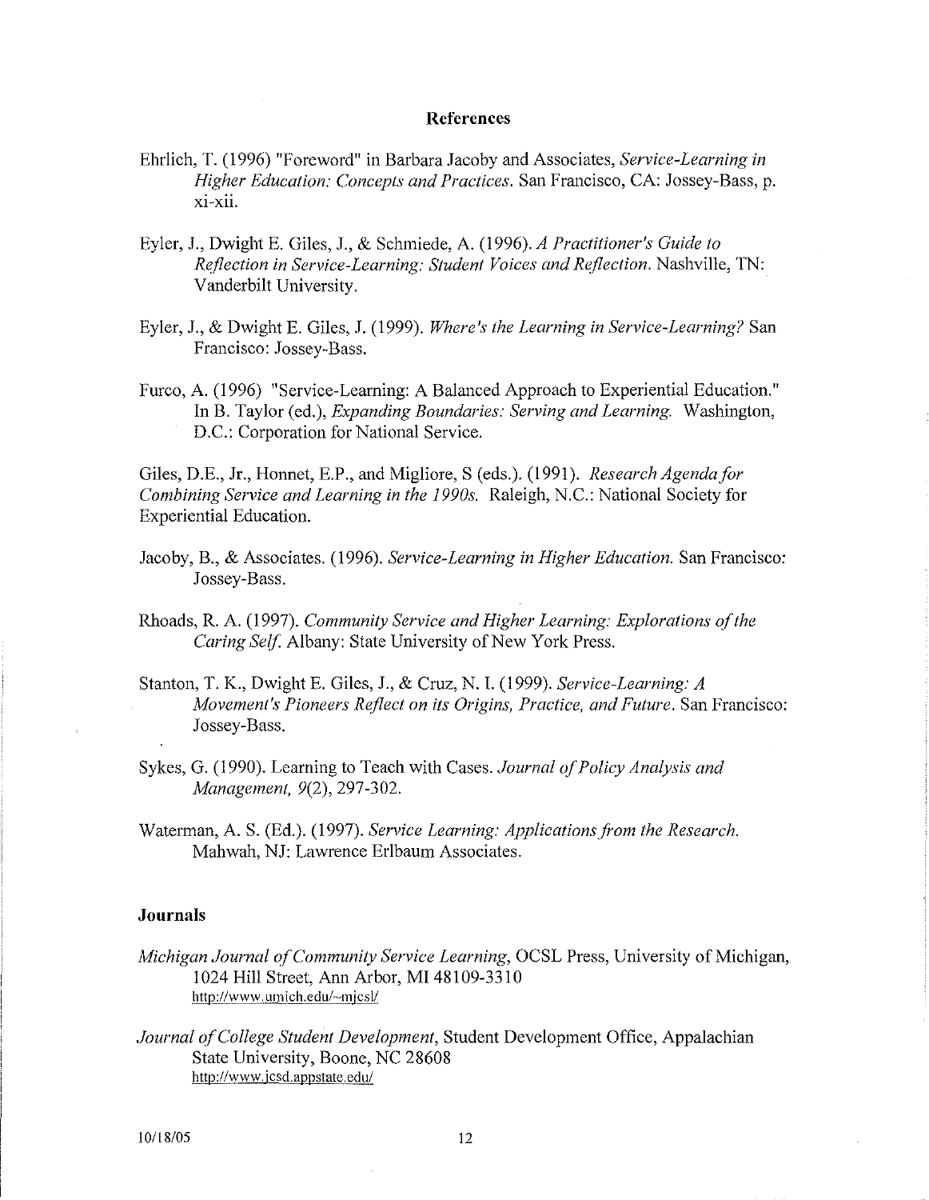## References

Ehrlich, T. (1996) "Foreword" in Barbara Jacoby and Associates, *Service-Learning in Higher Education: Concepts and Practices*. San Francisco, CA: Jossey-Bass, p. xi-xii.

Eyler, J., Dwight E. Giles, J., & Schmiede, A. (1996). *A Practitioner's Guide to Reflection in Service-Learning: Student Voices and Reflection*. Nashville, TN: Vanderbilt University.

Eyler, J., & Dwight E. Giles, J. (1999). *Where's the Learning in Service-Learning?* San Francisco: Jossey-Bass.

Furco, A. (1996) "Service-Learning: A Balanced Approach to Experiential Education." In B. Taylor (ed.), *Expanding Boundaries: Serving and Learning.* Washington, D.C.: Corporation for National Service.

Giles, D.E., Jr., Honnet, E.P., and Migliore, S (eds.). (1991). *Research Agenda for Combining Service and Learning in the 1990s.* Raleigh, N.C.: National Society for Experiential Education.

Jacoby, B., & Associates. (1996). *Service-Learning in Higher Education.* San Francisco: Jossey-Bass.

Rhoads, R. A. (1997). *Community Service and Higher Learning: Explorations of the Caring Self.* Albany: State University of New York Press.

Stanton, T. K., Dwight E. Giles, J., & Cruz, N. I. (1999). *Service-Learning: A Movement's Pioneers Reflect on its Origins, Practice, and Future*. San Francisco: Jossey-Bass.

Sykes, G. (1990). Learning to Teach with Cases. *Journal of Policy Analysis and Management, 9*(2), 297-302.

Waterman, A. S. (Ed.). (1997). *Service Learning: Applications from the Research.* Mahwah, NJ: Lawrence Erlbaum Associates.

### Journals

*Michigan Journal of Community Service Learning*, OCSL Press, University of Michigan, 1024 Hill Street, Ann Arbor, MI 48109-3310
http://www.umich.edu/~mjcsl/

*Journal of College Student Development*, Student Development Office, Appalachian State University, Boone, NC 28608
http://www.jcsd.appstate.edu/

10/18/05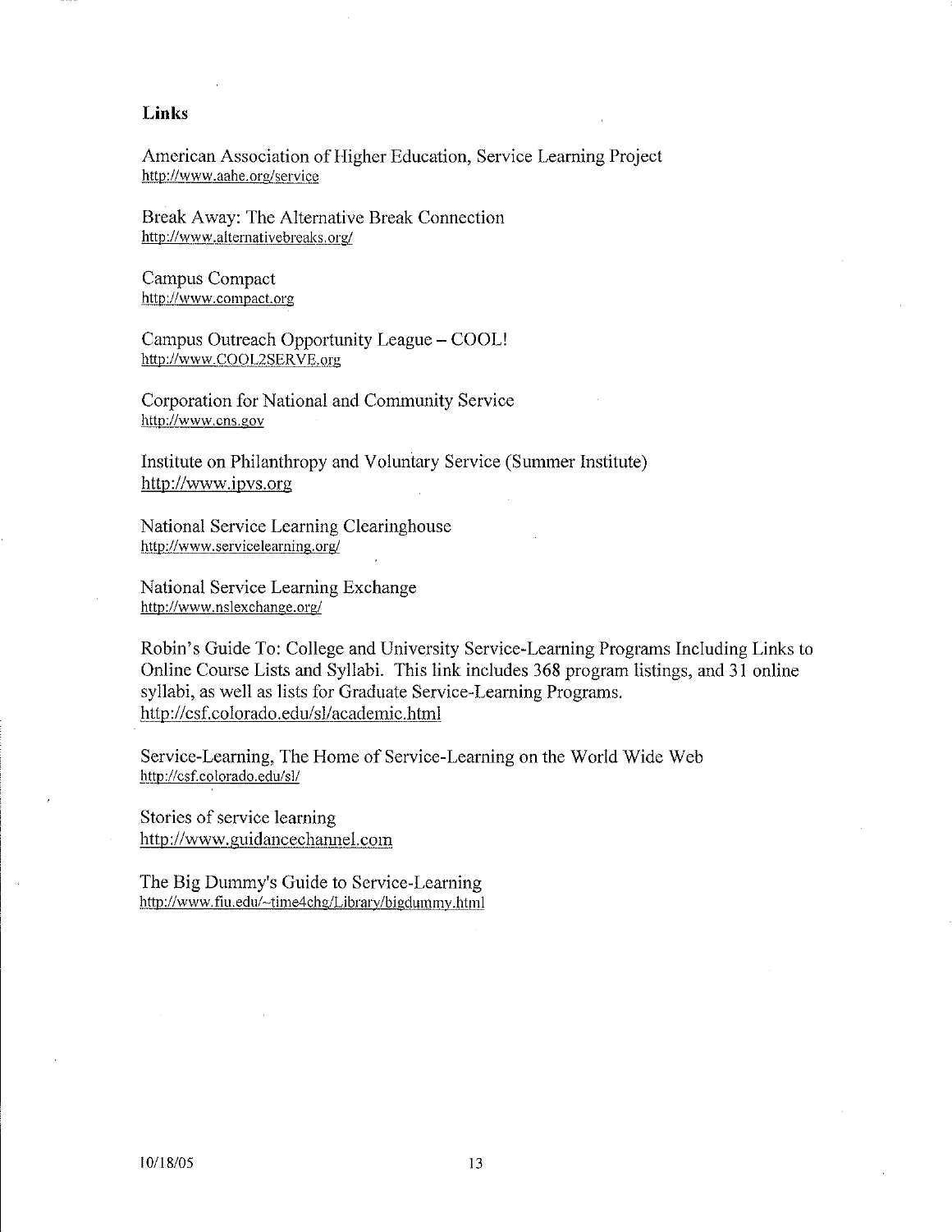## Links

American Association of Higher Education, Service Learning Project
http://www.aahe.org/service

Break Away: The Alternative Break Connection
http://www.alternativebreaks.org/

Campus Compact
http://www.compact.org

Campus Outreach Opportunity League – COOL!
http://www.COOL2SERVE.org

Corporation for National and Community Service
http://www.cns.gov

Institute on Philanthropy and Voluntary Service (Summer Institute)
http://www.ipvs.org

National Service Learning Clearinghouse
http://www.servicelearning.org/

National Service Learning Exchange
http://www.nslexchange.org/

Robin's Guide To: College and University Service-Learning Programs Including Links to Online Course Lists and Syllabi. This link includes 368 program listings, and 31 online syllabi, as well as lists for Graduate Service-Learning Programs.
http://csf.colorado.edu/sl/academic.html

Service-Learning, The Home of Service-Learning on the World Wide Web
http://csf.colorado.edu/sl/

Stories of service learning
http://www.guidancechannel.com

The Big Dummy's Guide to Service-Learning
http://www.fiu.edu/~time4chg/Library/bigdummy.html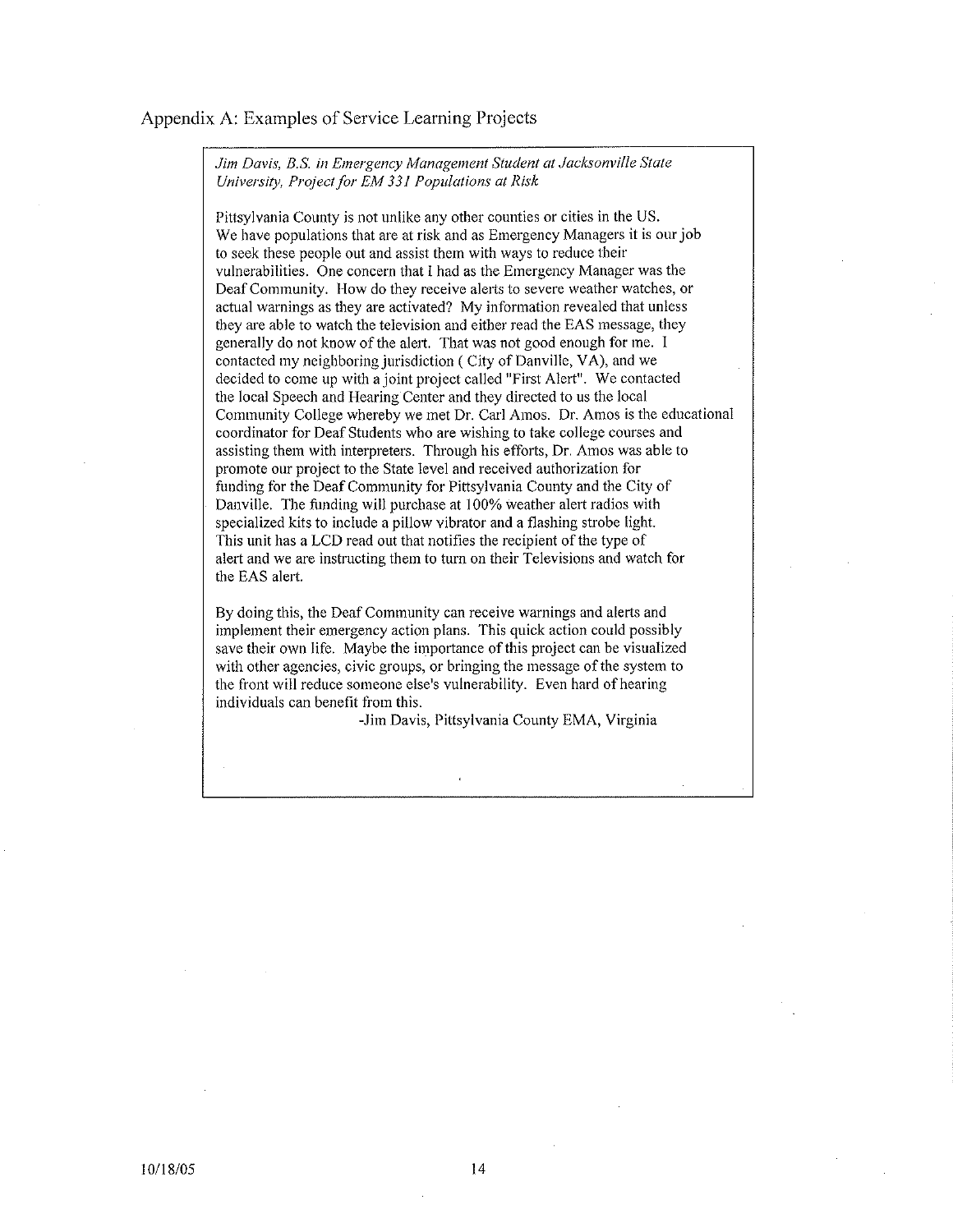## Appendix A: Examples of Service Learning Projects

*Jim Davis, B.S. in Emergency Management Student at Jacksonville State University, Project for EM 331 Populations at Risk*

Pittsylvania County is not unlike any other counties or cities in the US. We have populations that are at risk and as Emergency Managers it is our job to seek these people out and assist them with ways to reduce their vulnerabilities. One concern that I had as the Emergency Manager was the Deaf Community. How do they receive alerts to severe weather watches, or actual warnings as they are activated? My information revealed that unless they are able to watch the television and either read the EAS message, they generally do not know of the alert. That was not good enough for me. I contacted my neighboring jurisdiction ( City of Danville, VA), and we decided to come up with a joint project called "First Alert". We contacted the local Speech and Hearing Center and they directed to us the local Community College whereby we met Dr. Carl Amos. Dr. Amos is the educational coordinator for Deaf Students who are wishing to take college courses and assisting them with interpreters. Through his efforts, Dr. Amos was able to promote our project to the State level and received authorization for funding for the Deaf Community for Pittsylvania County and the City of Danville. The funding will purchase at 100% weather alert radios with specialized kits to include a pillow vibrator and a flashing strobe light. This unit has a LCD read out that notifies the recipient of the type of alert and we are instructing them to turn on their Televisions and watch for the EAS alert.

By doing this, the Deaf Community can receive warnings and alerts and implement their emergency action plans. This quick action could possibly save their own life. Maybe the importance of this project can be visualized with other agencies, civic groups, or bringing the message of the system to the front will reduce someone else's vulnerability. Even hard of hearing individuals can benefit from this.

-Jim Davis, Pittsylvania County EMA, Virginia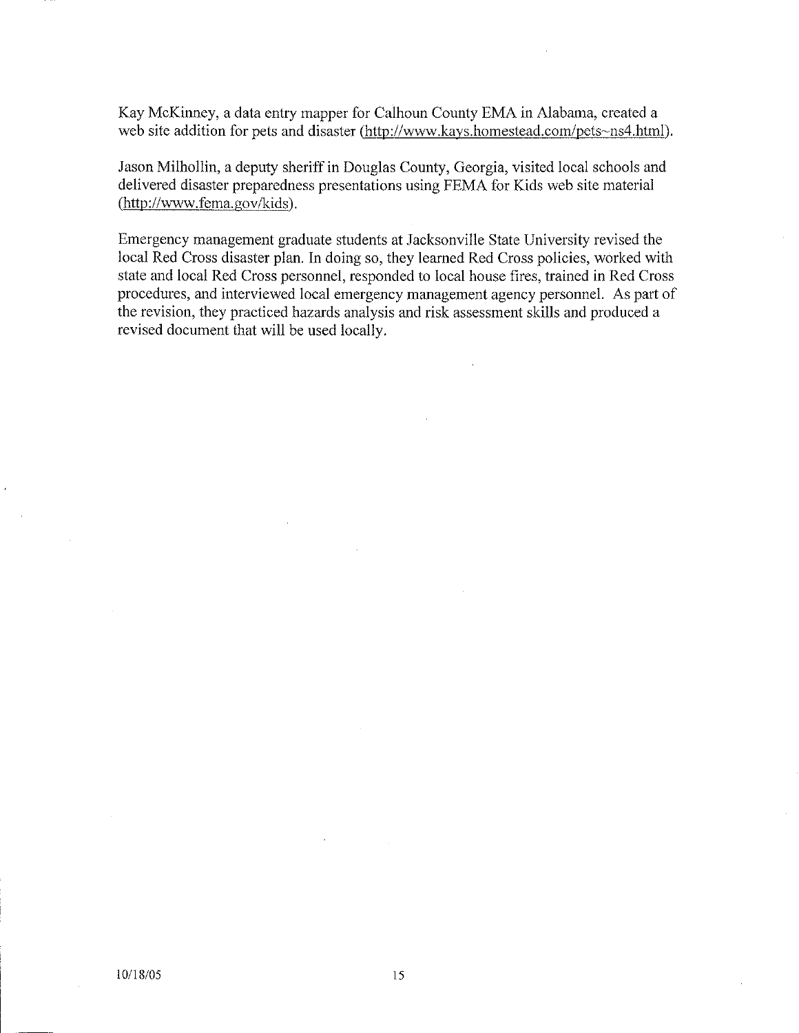Kay McKinney, a data entry mapper for Calhoun County EMA in Alabama, created a web site addition for pets and disaster (http://www.kays.homestead.com/pets~ns4.html).

Jason Milhollin, a deputy sheriff in Douglas County, Georgia, visited local schools and delivered disaster preparedness presentations using FEMA for Kids web site material (http://www.fema.gov/kids).

Emergency management graduate students at Jacksonville State University revised the local Red Cross disaster plan. In doing so, they learned Red Cross policies, worked with state and local Red Cross personnel, responded to local house fires, trained in Red Cross procedures, and interviewed local emergency management agency personnel. As part of the revision, they practiced hazards analysis and risk assessment skills and produced a revised document that will be used locally.